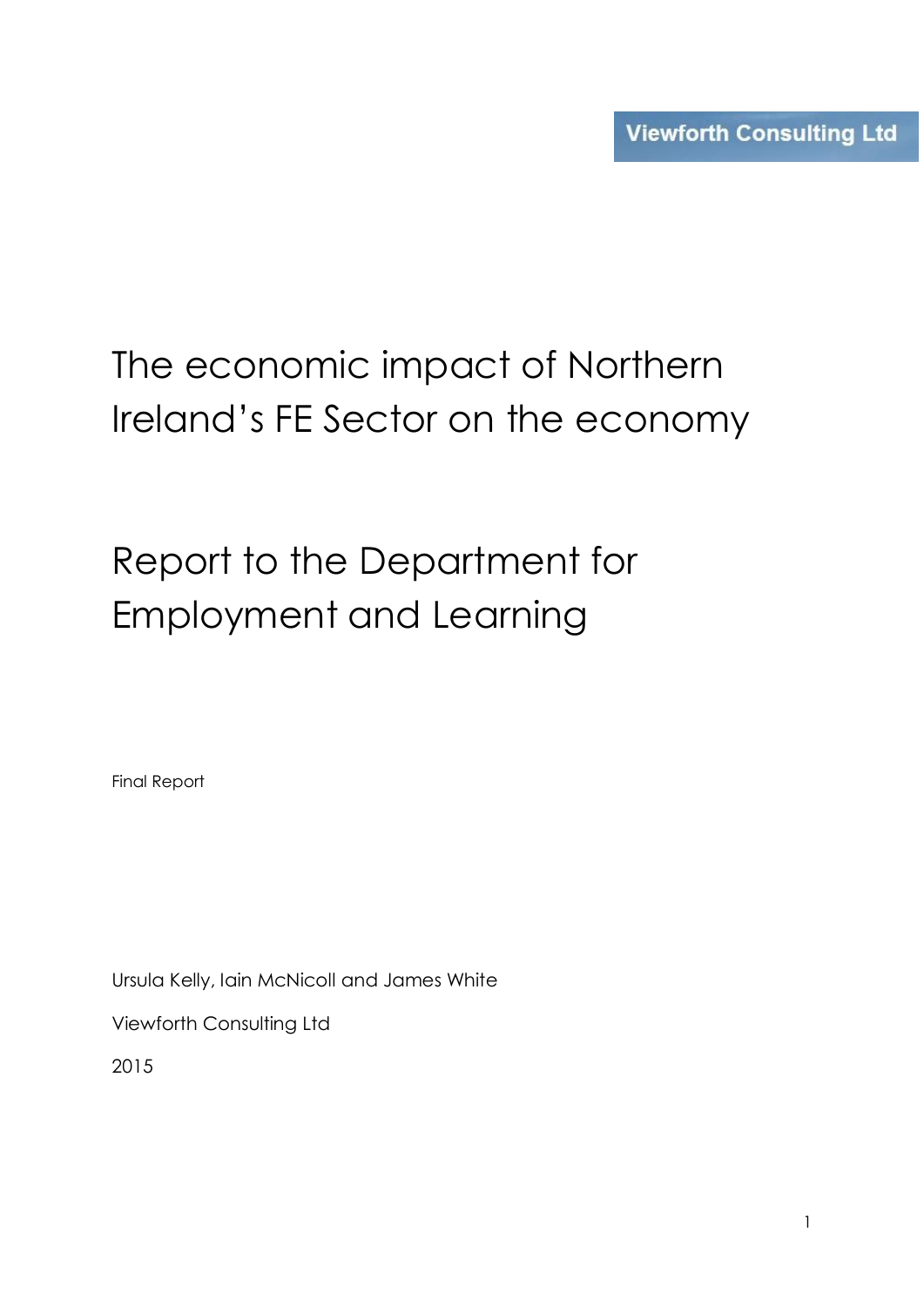Viewforth Consulting Ltd

# The economic impact of Northern Ireland's FE Sector on the economy

## Report to the Department for Employment and Learning

Final Report

Ursula Kelly, Iain McNicoll and James White

Viewforth Consulting Ltd

2015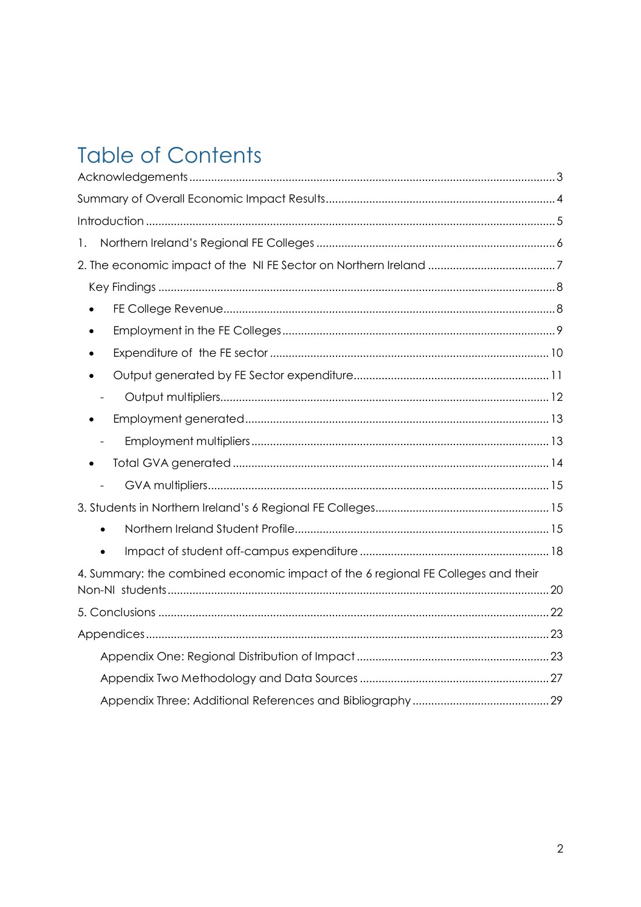# Table of Contents

Acknowledgements ..... 3

Summary of Overall Economic Impact Results ..... 4

Introduction ..... 5

1. Northern Ireland's Regional FE Colleges ..... 6

2. The economic impact of the NI FE Sector on Northern Ireland ..... 7

   Key Findings ..... 8

   - FE College Revenue ..... 8
   - Employment in the FE Colleges ..... 9
   - Expenditure of the FE sector ..... 10
   - Output generated by FE Sector expenditure ..... 11
     - Output multipliers ..... 12
   - Employment generated ..... 13
     - Employment multipliers ..... 13
   - Total GVA generated ..... 14
     - GVA multipliers ..... 15

3. Students in Northern Ireland's 6 Regional FE Colleges ..... 15

   - Northern Ireland Student Profile ..... 15
   - Impact of student off-campus expenditure ..... 18

4. Summary: the combined economic impact of the 6 regional FE Colleges and their Non-NI students ..... 20

5. Conclusions ..... 22

Appendices ..... 23

   Appendix One: Regional Distribution of Impact ..... 23

   Appendix Two Methodology and Data Sources ..... 27

   Appendix Three: Additional References and Bibliography ..... 29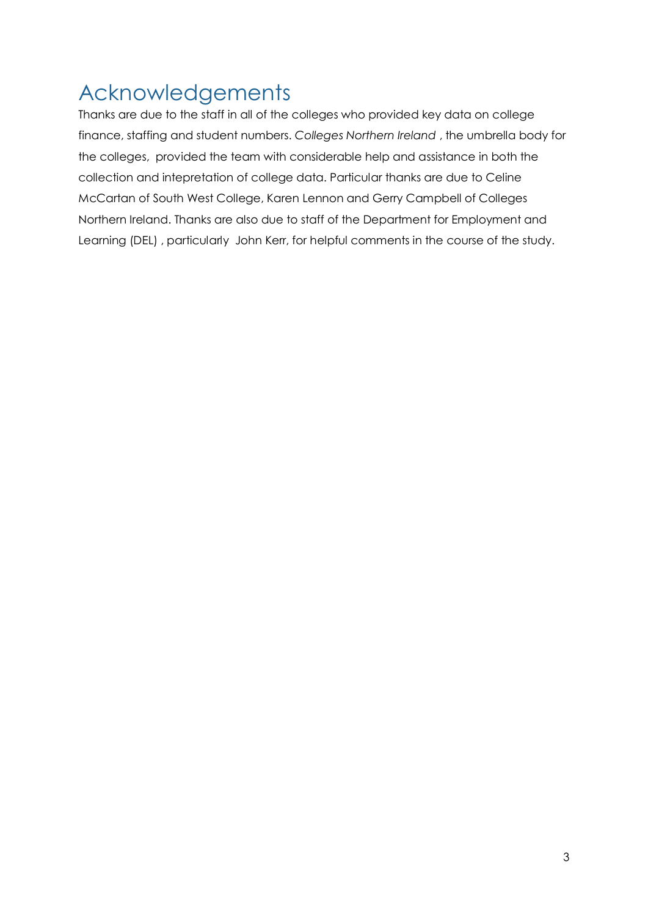# Acknowledgements

Thanks are due to the staff in all of the colleges who provided key data on college finance, staffing and student numbers. *Colleges Northern Ireland* , the umbrella body for the colleges, provided the team with considerable help and assistance in both the collection and intepretation of college data. Particular thanks are due to Celine McCartan of South West College, Karen Lennon and Gerry Campbell of Colleges Northern Ireland. Thanks are also due to staff of the Department for Employment and Learning (DEL) , particularly John Kerr, for helpful comments in the course of the study.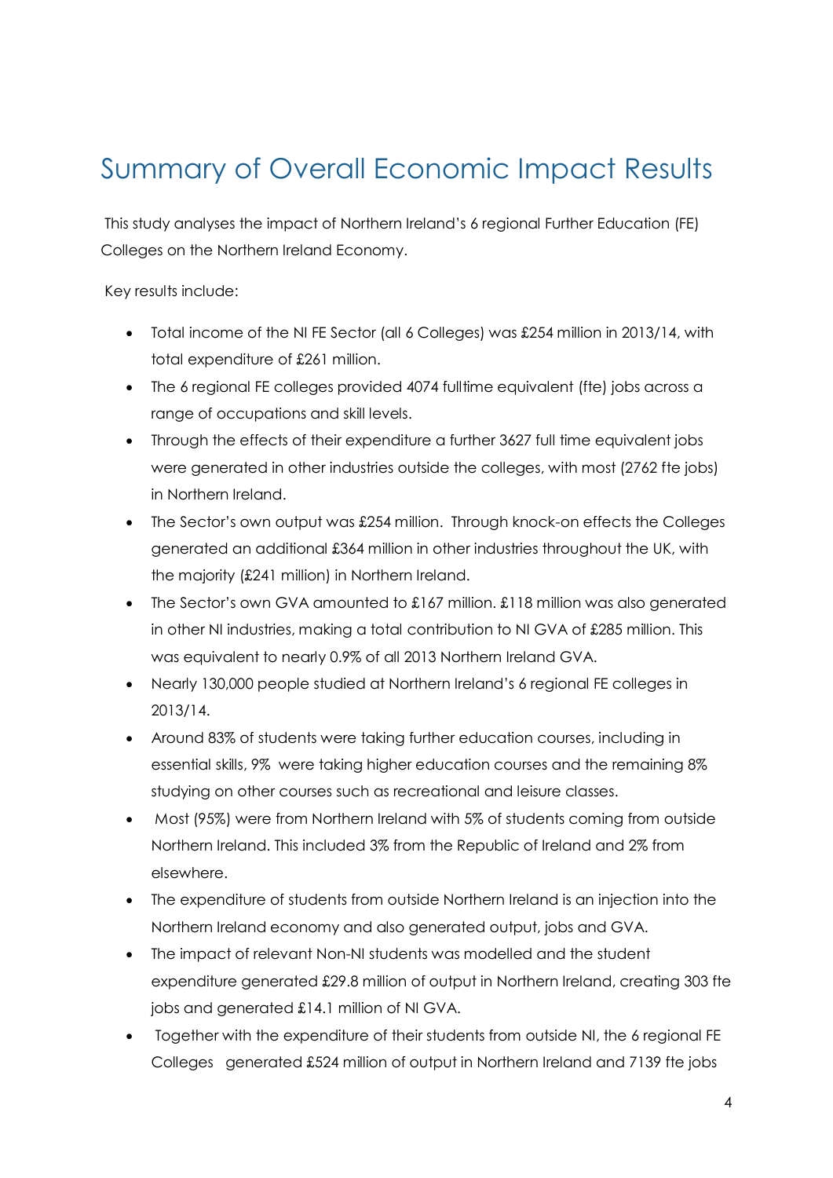# Summary of Overall Economic Impact Results

This study analyses the impact of Northern Ireland's 6 regional Further Education (FE) Colleges on the Northern Ireland Economy.

Key results include:

- Total income of the NI FE Sector (all 6 Colleges) was £254 million in 2013/14, with total expenditure of £261 million.
- The 6 regional FE colleges provided 4074 fulltime equivalent (fte) jobs across a range of occupations and skill levels.
- Through the effects of their expenditure a further 3627 full time equivalent jobs were generated in other industries outside the colleges, with most (2762 fte jobs) in Northern Ireland.
- The Sector's own output was £254 million. Through knock-on effects the Colleges generated an additional £364 million in other industries throughout the UK, with the majority (£241 million) in Northern Ireland.
- The Sector's own GVA amounted to £167 million. £118 million was also generated in other NI industries, making a total contribution to NI GVA of £285 million. This was equivalent to nearly 0.9% of all 2013 Northern Ireland GVA.
- Nearly 130,000 people studied at Northern Ireland's 6 regional FE colleges in 2013/14.
- Around 83% of students were taking further education courses, including in essential skills, 9% were taking higher education courses and the remaining 8% studying on other courses such as recreational and leisure classes.
- Most (95%) were from Northern Ireland with 5% of students coming from outside Northern Ireland. This included 3% from the Republic of Ireland and 2% from elsewhere.
- The expenditure of students from outside Northern Ireland is an injection into the Northern Ireland economy and also generated output, jobs and GVA.
- The impact of relevant Non-NI students was modelled and the student expenditure generated £29.8 million of output in Northern Ireland, creating 303 fte jobs and generated £14.1 million of NI GVA.
- Together with the expenditure of their students from outside NI, the 6 regional FE Colleges generated £524 million of output in Northern Ireland and 7139 fte jobs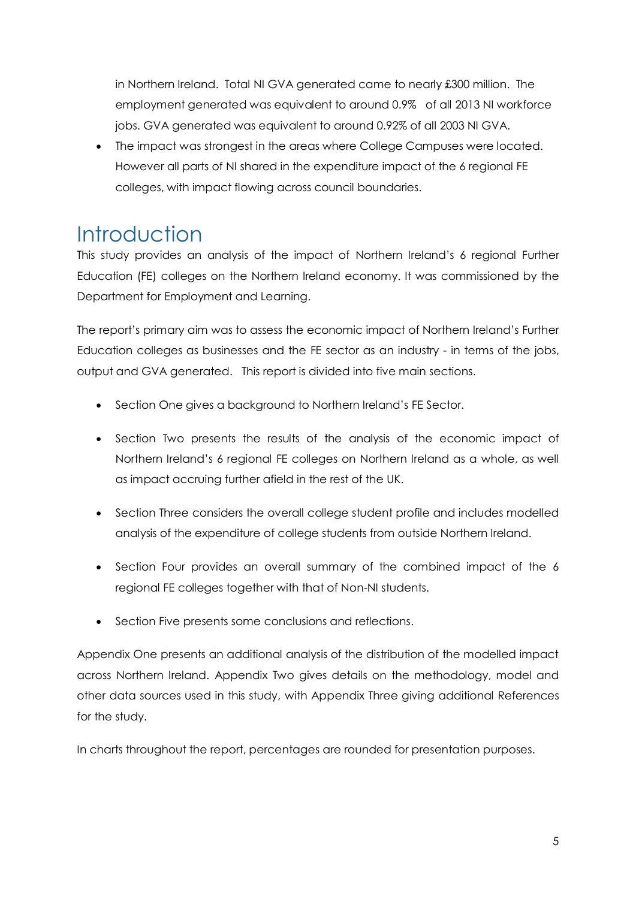in Northern Ireland. Total NI GVA generated came to nearly £300 million. The employment generated was equivalent to around 0.9% of all 2013 NI workforce jobs. GVA generated was equivalent to around 0.92% of all 2003 NI GVA.

- The impact was strongest in the areas where College Campuses were located. However all parts of NI shared in the expenditure impact of the 6 regional FE colleges, with impact flowing across council boundaries.

# Introduction

This study provides an analysis of the impact of Northern Ireland's 6 regional Further Education (FE) colleges on the Northern Ireland economy. It was commissioned by the Department for Employment and Learning.

The report's primary aim was to assess the economic impact of Northern Ireland's Further Education colleges as businesses and the FE sector as an industry - in terms of the jobs, output and GVA generated. This report is divided into five main sections.

- Section One gives a background to Northern Ireland's FE Sector.
- Section Two presents the results of the analysis of the economic impact of Northern Ireland's 6 regional FE colleges on Northern Ireland as a whole, as well as impact accruing further afield in the rest of the UK.
- Section Three considers the overall college student profile and includes modelled analysis of the expenditure of college students from outside Northern Ireland.
- Section Four provides an overall summary of the combined impact of the 6 regional FE colleges together with that of Non-NI students.
- Section Five presents some conclusions and reflections.

Appendix One presents an additional analysis of the distribution of the modelled impact across Northern Ireland. Appendix Two gives details on the methodology, model and other data sources used in this study, with Appendix Three giving additional References for the study.

In charts throughout the report, percentages are rounded for presentation purposes.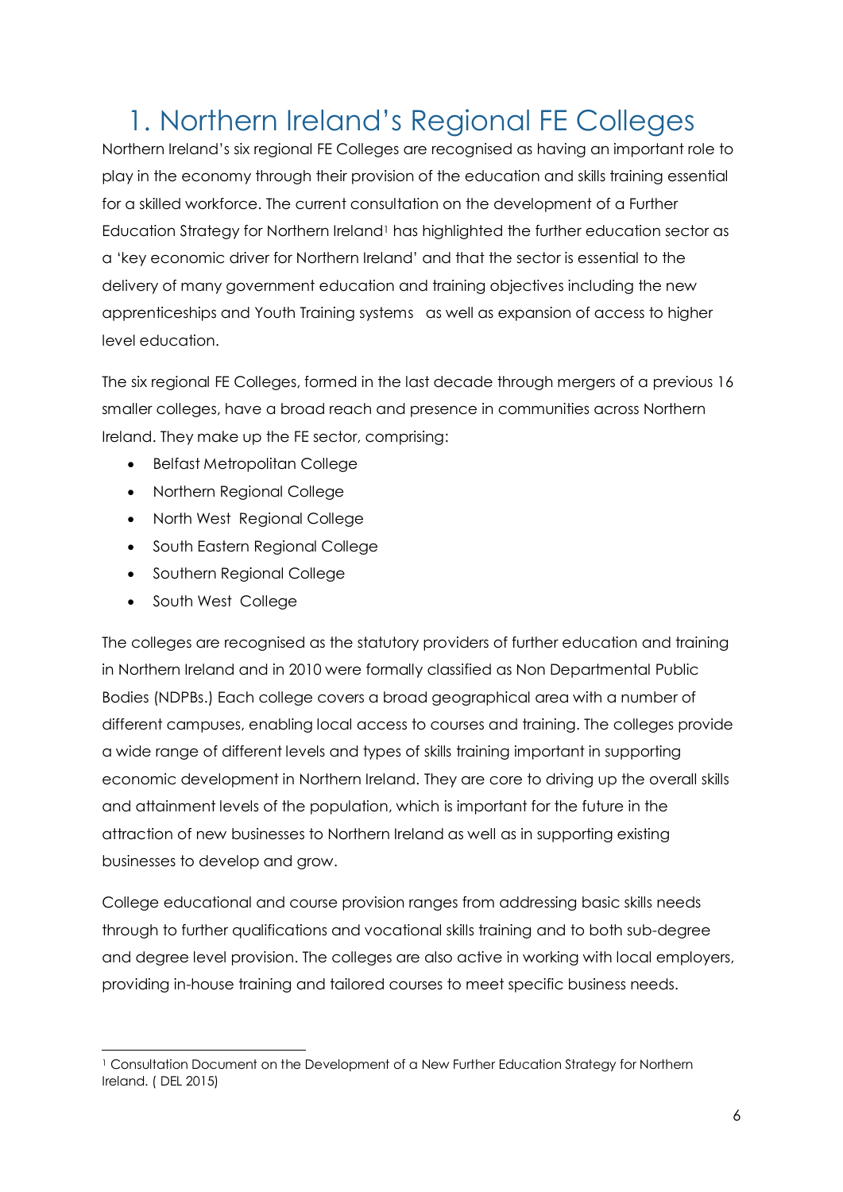# 1. Northern Ireland's Regional FE Colleges

Northern Ireland's six regional FE Colleges are recognised as having an important role to play in the economy through their provision of the education and skills training essential for a skilled workforce. The current consultation on the development of a Further Education Strategy for Northern Ireland[1] has highlighted the further education sector as a 'key economic driver for Northern Ireland' and that the sector is essential to the delivery of many government education and training objectives including the new apprenticeships and Youth Training systems as well as expansion of access to higher level education.

The six regional FE Colleges, formed in the last decade through mergers of a previous 16 smaller colleges, have a broad reach and presence in communities across Northern Ireland. They make up the FE sector, comprising:

- Belfast Metropolitan College
- Northern Regional College
- North West Regional College
- South Eastern Regional College
- Southern Regional College
- South West College

The colleges are recognised as the statutory providers of further education and training in Northern Ireland and in 2010 were formally classified as Non Departmental Public Bodies (NDPBs.) Each college covers a broad geographical area with a number of different campuses, enabling local access to courses and training. The colleges provide a wide range of different levels and types of skills training important in supporting economic development in Northern Ireland. They are core to driving up the overall skills and attainment levels of the population, which is important for the future in the attraction of new businesses to Northern Ireland as well as in supporting existing businesses to develop and grow.

College educational and course provision ranges from addressing basic skills needs through to further qualifications and vocational skills training and to both sub-degree and degree level provision. The colleges are also active in working with local employers, providing in-house training and tailored courses to meet specific business needs.

---

[1] Consultation Document on the Development of a New Further Education Strategy for Northern Ireland. ( DEL 2015)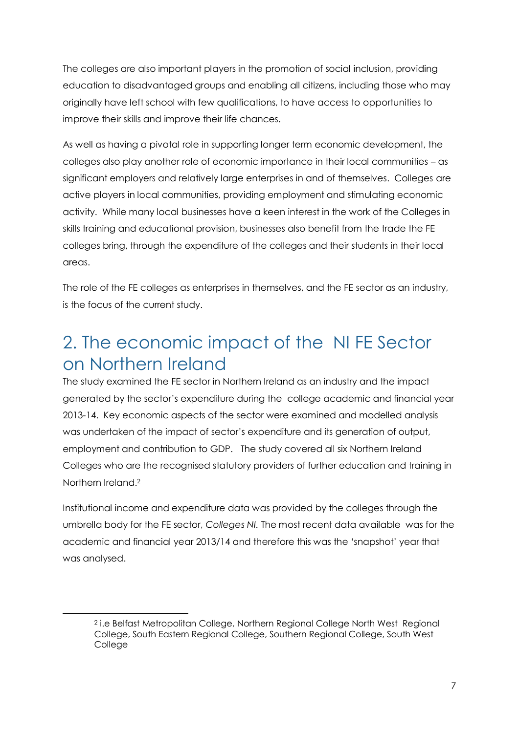The colleges are also important players in the promotion of social inclusion, providing education to disadvantaged groups and enabling all citizens, including those who may originally have left school with few qualifications, to have access to opportunities to improve their skills and improve their life chances.

As well as having a pivotal role in supporting longer term economic development, the colleges also play another role of economic importance in their local communities – as significant employers and relatively large enterprises in and of themselves. Colleges are active players in local communities, providing employment and stimulating economic activity. While many local businesses have a keen interest in the work of the Colleges in skills training and educational provision, businesses also benefit from the trade the FE colleges bring, through the expenditure of the colleges and their students in their local areas.

The role of the FE colleges as enterprises in themselves, and the FE sector as an industry, is the focus of the current study.

# 2. The economic impact of the NI FE Sector on Northern Ireland

The study examined the FE sector in Northern Ireland as an industry and the impact generated by the sector's expenditure during the college academic and financial year 2013-14. Key economic aspects of the sector were examined and modelled analysis was undertaken of the impact of sector's expenditure and its generation of output, employment and contribution to GDP. The study covered all six Northern Ireland Colleges who are the recognised statutory providers of further education and training in Northern Ireland.[2]

Institutional income and expenditure data was provided by the colleges through the umbrella body for the FE sector, *Colleges NI.* The most recent data available was for the academic and financial year 2013/14 and therefore this was the 'snapshot' year that was analysed.

[2] i.e Belfast Metropolitan College, Northern Regional College North West Regional College, South Eastern Regional College, Southern Regional College, South West College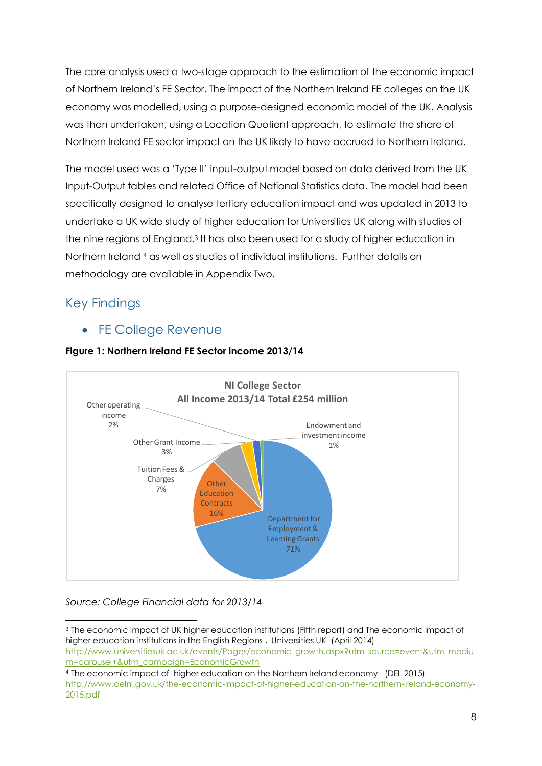The core analysis used a two-stage approach to the estimation of the economic impact of Northern Ireland's FE Sector. The impact of the Northern Ireland FE colleges on the UK economy was modelled, using a purpose-designed economic model of the UK. Analysis was then undertaken, using a Location Quotient approach, to estimate the share of Northern Ireland FE sector impact on the UK likely to have accrued to Northern Ireland.

The model used was a 'Type II' input-output model based on data derived from the UK Input-Output tables and related Office of National Statistics data. The model had been specifically designed to analyse tertiary education impact and was updated in 2013 to undertake a UK wide study of higher education for Universities UK along with studies of the nine regions of England.[3] It has also been used for a study of higher education in Northern Ireland [4] as well as studies of individual institutions. Further details on methodology are available in Appendix Two.

## Key Findings

- ### FE College Revenue

**Figure 1: Northern Ireland FE Sector income 2013/14**

NI College Sector
All Income 2013/14 Total £254 million

- Department for Employment & Learning Grants 71%
- Other Education Contracts 16%
- Tuition Fees & Charges 7%
- Other Grant Income 3%
- Other operating income 2%
- Endowment and investment income 1%

*Source: College Financial data for 2013/14*

---

[3] The economic impact of UK higher education institutions (Fifth report) and The economic impact of higher education institutions in the English Regions , Universities UK (April 2014) http://www.universitiesuk.ac.uk/events/Pages/economic_growth.aspx?utm_source=event&utm_medium=carousel+&utm_campaign=EconomicGrowth

[4] The economic impact of higher education on the Northern Ireland economy (DEL 2015) http://www.delni.gov.uk/the-economic-impact-of-higher-education-on-the-northern-ireland-economy-2015.pdf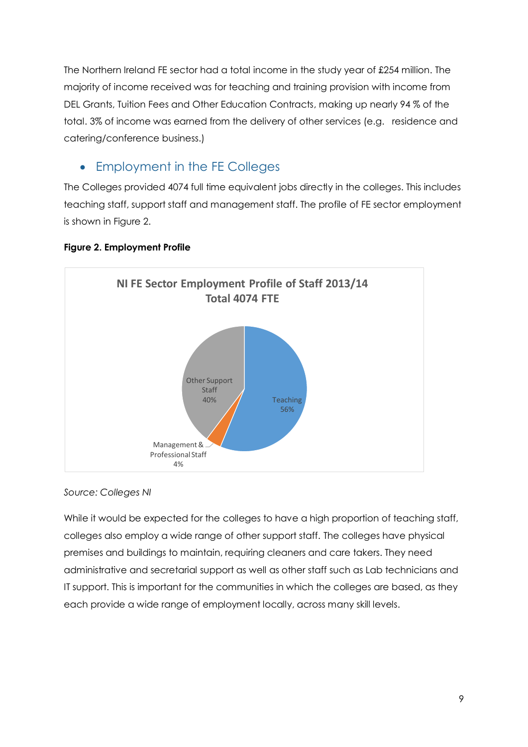The Northern Ireland FE sector had a total income in the study year of £254 million. The majority of income received was for teaching and training provision with income from DEL Grants, Tuition Fees and Other Education Contracts, making up nearly 94 % of the total. 3% of income was earned from the delivery of other services (e.g. residence and catering/conference business.)

- ## Employment in the FE Colleges

The Colleges provided 4074 full time equivalent jobs directly in the colleges. This includes teaching staff, support staff and management staff. The profile of FE sector employment is shown in Figure 2.

**Figure 2. Employment Profile**

**NI FE Sector Employment Profile of Staff 2013/14**
**Total 4074 FTE**

| Category | Share |
|---|---|
| Teaching | 56% |
| Other Support Staff | 40% |
| Management & Professional Staff | 4% |

*Source: Colleges NI*

While it would be expected for the colleges to have a high proportion of teaching staff, colleges also employ a wide range of other support staff. The colleges have physical premises and buildings to maintain, requiring cleaners and care takers. They need administrative and secretarial support as well as other staff such as Lab technicians and IT support. This is important for the communities in which the colleges are based, as they each provide a wide range of employment locally, across many skill levels.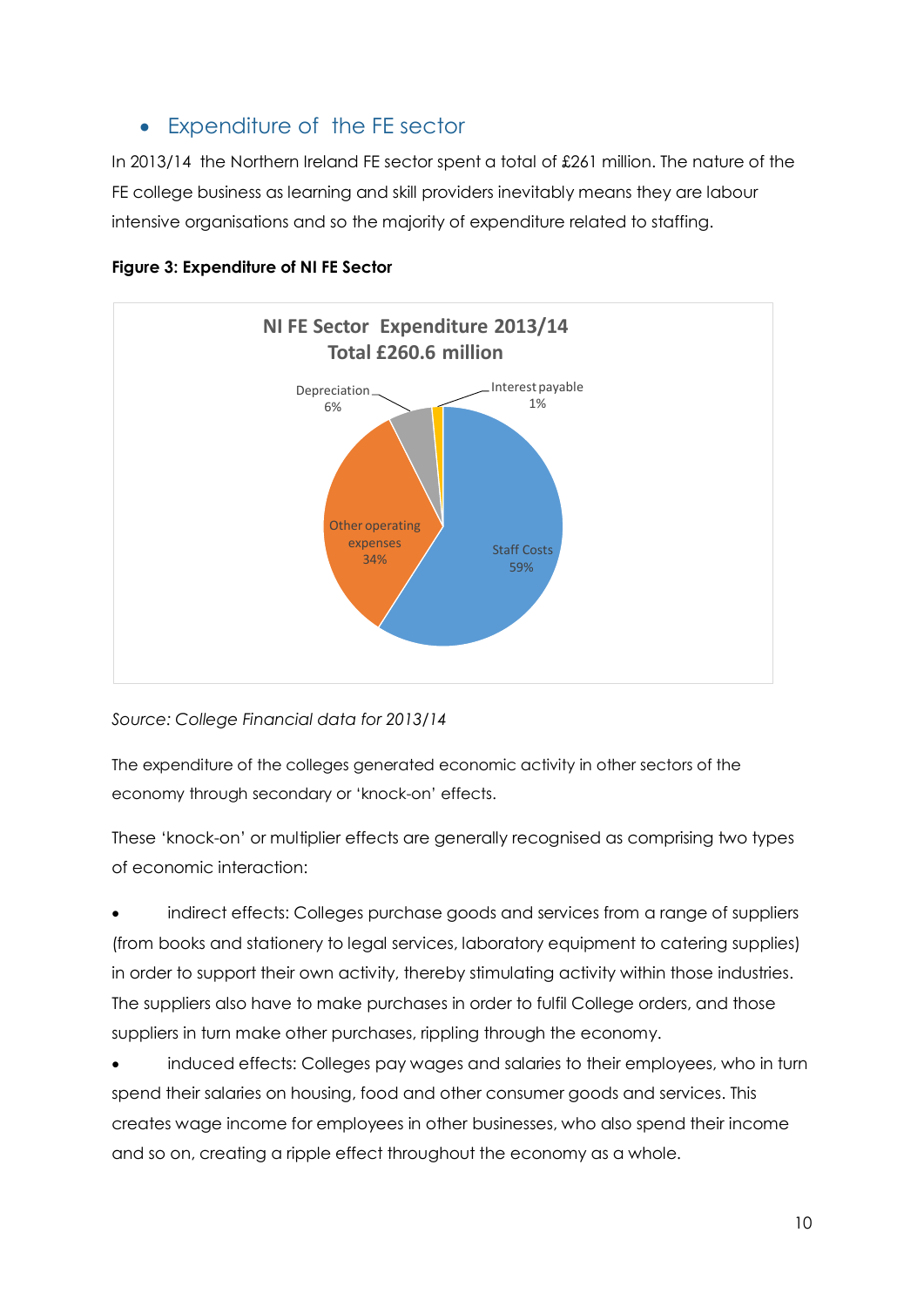- Expenditure of the FE sector

In 2013/14 the Northern Ireland FE sector spent a total of £261 million. The nature of the FE college business as learning and skill providers inevitably means they are labour intensive organisations and so the majority of expenditure related to staffing.

**Figure 3: Expenditure of NI FE Sector**

NI FE Sector Expenditure 2013/14
Total £260.6 million

| Category | Share |
|---|---|
| Staff Costs | 59% |
| Other operating expenses | 34% |
| Depreciation | 6% |
| Interest payable | 1% |

*Source: College Financial data for 2013/14*

The expenditure of the colleges generated economic activity in other sectors of the economy through secondary or 'knock-on' effects.

These 'knock-on' or multiplier effects are generally recognised as comprising two types of economic interaction:

- indirect effects: Colleges purchase goods and services from a range of suppliers (from books and stationery to legal services, laboratory equipment to catering supplies) in order to support their own activity, thereby stimulating activity within those industries. The suppliers also have to make purchases in order to fulfil College orders, and those suppliers in turn make other purchases, rippling through the economy.
- induced effects: Colleges pay wages and salaries to their employees, who in turn spend their salaries on housing, food and other consumer goods and services. This creates wage income for employees in other businesses, who also spend their income and so on, creating a ripple effect throughout the economy as a whole.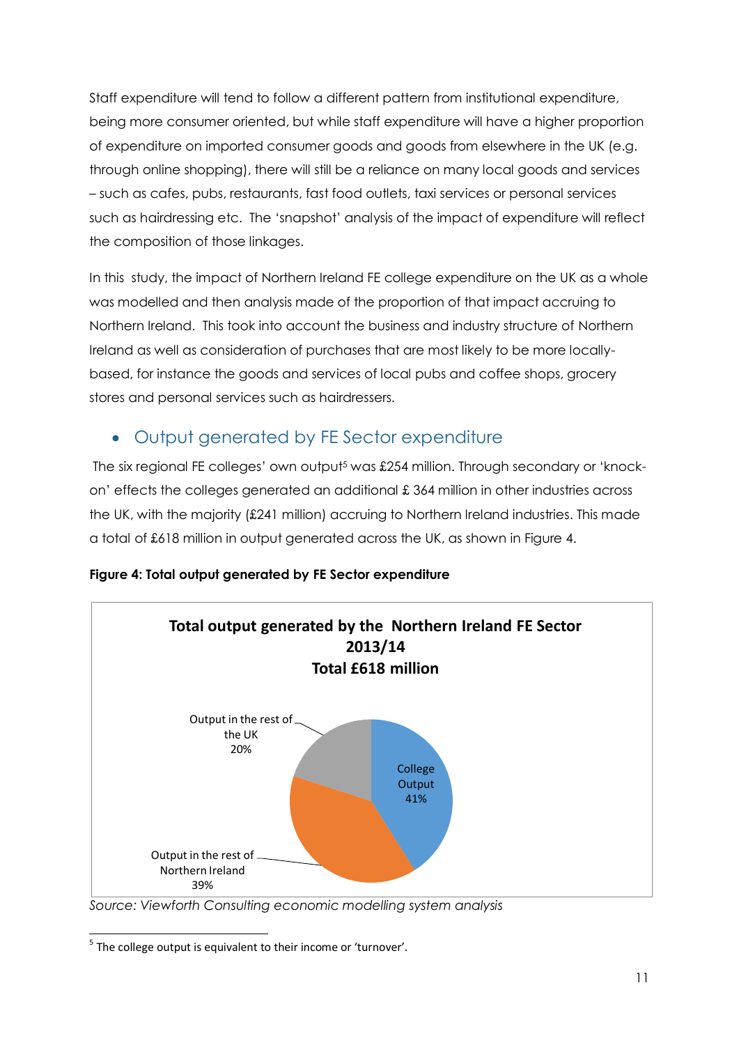Staff expenditure will tend to follow a different pattern from institutional expenditure, being more consumer oriented, but while staff expenditure will have a higher proportion of expenditure on imported consumer goods and goods from elsewhere in the UK (e.g. through online shopping), there will still be a reliance on many local goods and services – such as cafes, pubs, restaurants, fast food outlets, taxi services or personal services such as hairdressing etc. The 'snapshot' analysis of the impact of expenditure will reflect the composition of those linkages.

In this study, the impact of Northern Ireland FE college expenditure on the UK as a whole was modelled and then analysis made of the proportion of that impact accruing to Northern Ireland. This took into account the business and industry structure of Northern Ireland as well as consideration of purchases that are most likely to be more locally-based, for instance the goods and services of local pubs and coffee shops, grocery stores and personal services such as hairdressers.

## • Output generated by FE Sector expenditure

The six regional FE colleges' own output[5] was £254 million. Through secondary or 'knock-on' effects the colleges generated an additional £ 364 million in other industries across the UK, with the majority (£241 million) accruing to Northern Ireland industries. This made a total of £618 million in output generated across the UK, as shown in Figure 4.

**Figure 4: Total output generated by FE Sector expenditure**

**Total output generated by the Northern Ireland FE Sector 2013/14**
**Total £618 million**

| Category | Share |
|---|---|
| College Output | 41% |
| Output in the rest of Northern Ireland | 39% |
| Output in the rest of the UK | 20% |

*Source: Viewforth Consulting economic modelling system analysis*

[5] The college output is equivalent to their income or 'turnover'.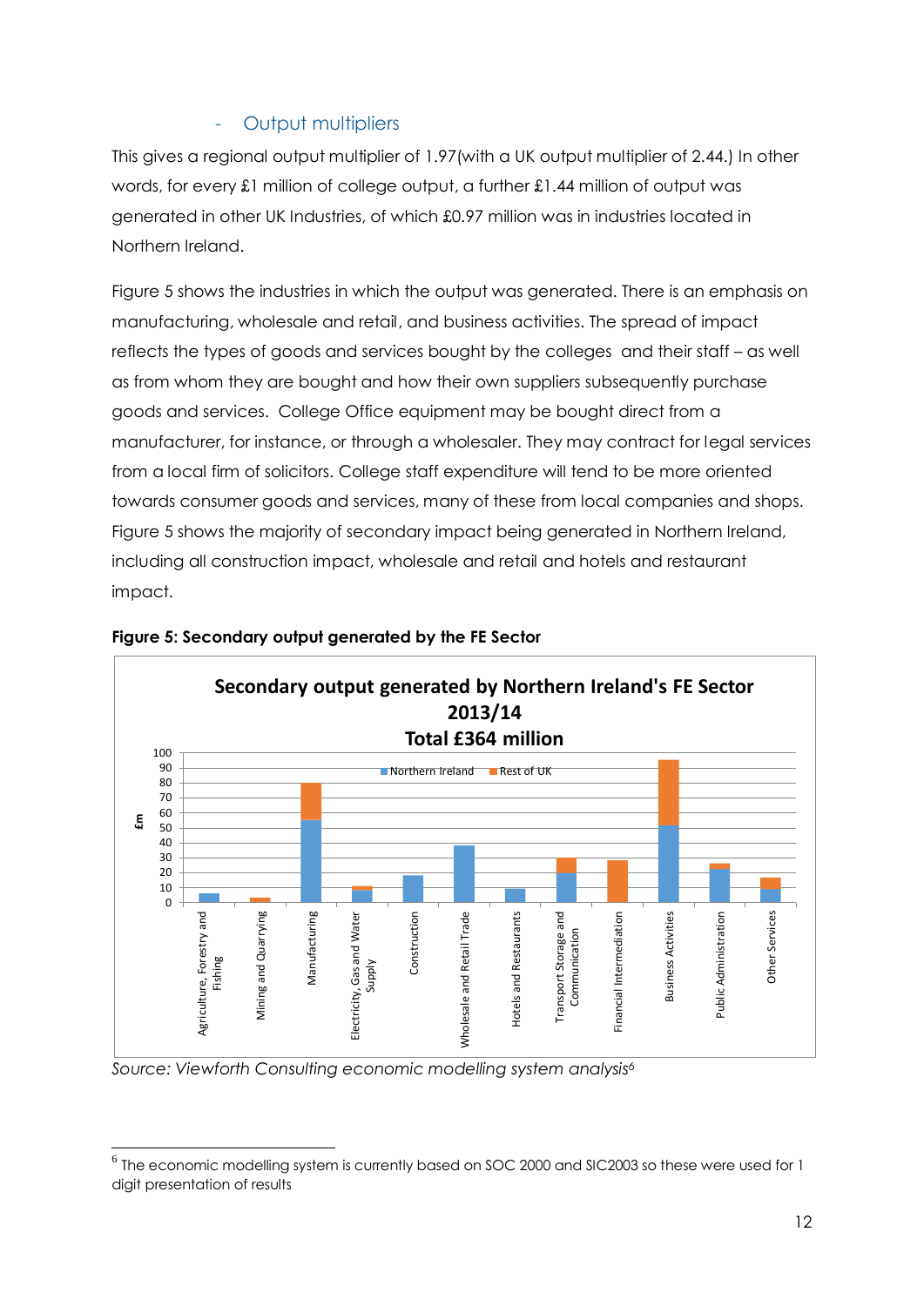### - Output multipliers

This gives a regional output multiplier of 1.97(with a UK output multiplier of 2.44.) In other words, for every £1 million of college output, a further £1.44 million of output was generated in other UK Industries, of which £0.97 million was in industries located in Northern Ireland.

Figure 5 shows the industries in which the output was generated. There is an emphasis on manufacturing, wholesale and retail, and business activities. The spread of impact reflects the types of goods and services bought by the colleges and their staff – as well as from whom they are bought and how their own suppliers subsequently purchase goods and services. College Office equipment may be bought direct from a manufacturer, for instance, or through a wholesaler. They may contract for legal services from a local firm of solicitors. College staff expenditure will tend to be more oriented towards consumer goods and services, many of these from local companies and shops. Figure 5 shows the majority of secondary impact being generated in Northern Ireland, including all construction impact, wholesale and retail and hotels and restaurant impact.

**Figure 5: Secondary output generated by the FE Sector**

**Secondary output generated by Northern Ireland's FE Sector 2013/14**
**Total £364 million**

*Source: Viewforth Consulting economic modelling system analysis*[6]

---

[6] The economic modelling system is currently based on SOC 2000 and SIC2003 so these were used for 1 digit presentation of results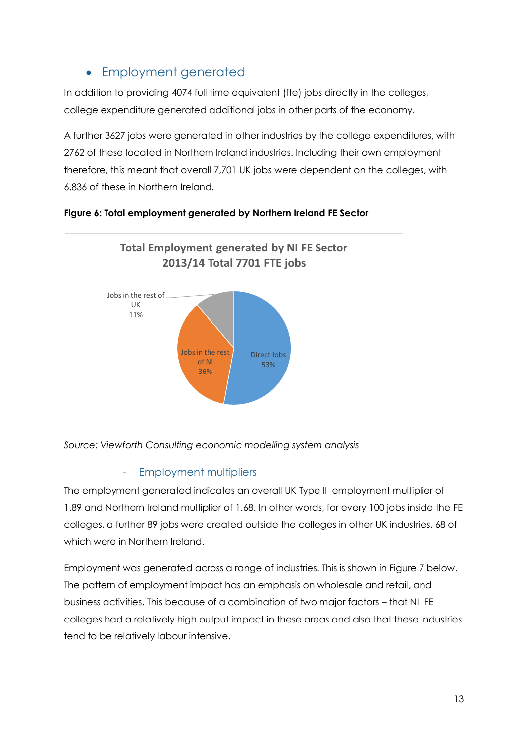- ## Employment generated

In addition to providing 4074 full time equivalent (fte) jobs directly in the colleges, college expenditure generated additional jobs in other parts of the economy.

A further 3627 jobs were generated in other industries by the college expenditures, with 2762 of these located in Northern Ireland industries. Including their own employment therefore, this meant that overall 7,701 UK jobs were dependent on the colleges, with 6,836 of these in Northern Ireland.

**Figure 6: Total employment generated by Northern Ireland FE Sector**

*Source: Viewforth Consulting economic modelling system analysis*

### - Employment multipliers

The employment generated indicates an overall UK Type II employment multiplier of 1.89 and Northern Ireland multiplier of 1.68. In other words, for every 100 jobs inside the FE colleges, a further 89 jobs were created outside the colleges in other UK industries, 68 of which were in Northern Ireland.

Employment was generated across a range of industries. This is shown in Figure 7 below. The pattern of employment impact has an emphasis on wholesale and retail, and business activities. This because of a combination of two major factors – that NI FE colleges had a relatively high output impact in these areas and also that these industries tend to be relatively labour intensive.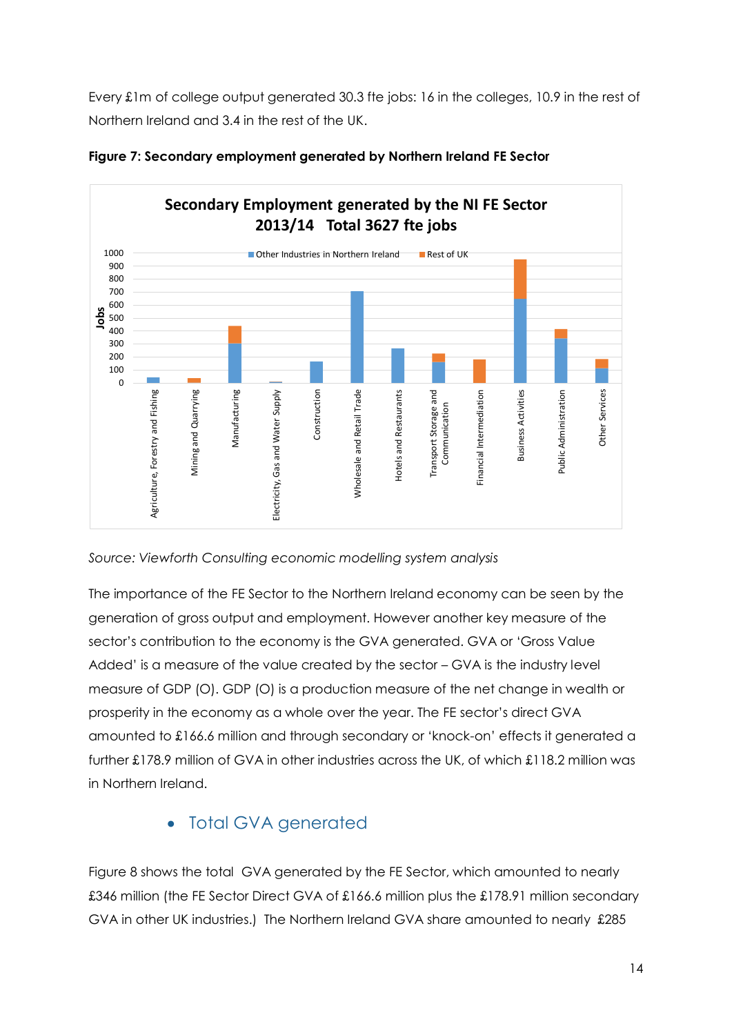Every £1m of college output generated 30.3 fte jobs: 16 in the colleges, 10.9 in the rest of Northern Ireland and 3.4 in the rest of the UK.

**Figure 7: Secondary employment generated by Northern Ireland FE Sector**

*Source: Viewforth Consulting economic modelling system analysis*

The importance of the FE Sector to the Northern Ireland economy can be seen by the generation of gross output and employment. However another key measure of the sector's contribution to the economy is the GVA generated. GVA or 'Gross Value Added' is a measure of the value created by the sector – GVA is the industry level measure of GDP (O). GDP (O) is a production measure of the net change in wealth or prosperity in the economy as a whole over the year. The FE sector's direct GVA amounted to £166.6 million and through secondary or 'knock-on' effects it generated a further £178.9 million of GVA in other industries across the UK, of which £118.2 million was in Northern Ireland.

- ## Total GVA generated

Figure 8 shows the total GVA generated by the FE Sector, which amounted to nearly £346 million (the FE Sector Direct GVA of £166.6 million plus the £178.91 million secondary GVA in other UK industries.) The Northern Ireland GVA share amounted to nearly £285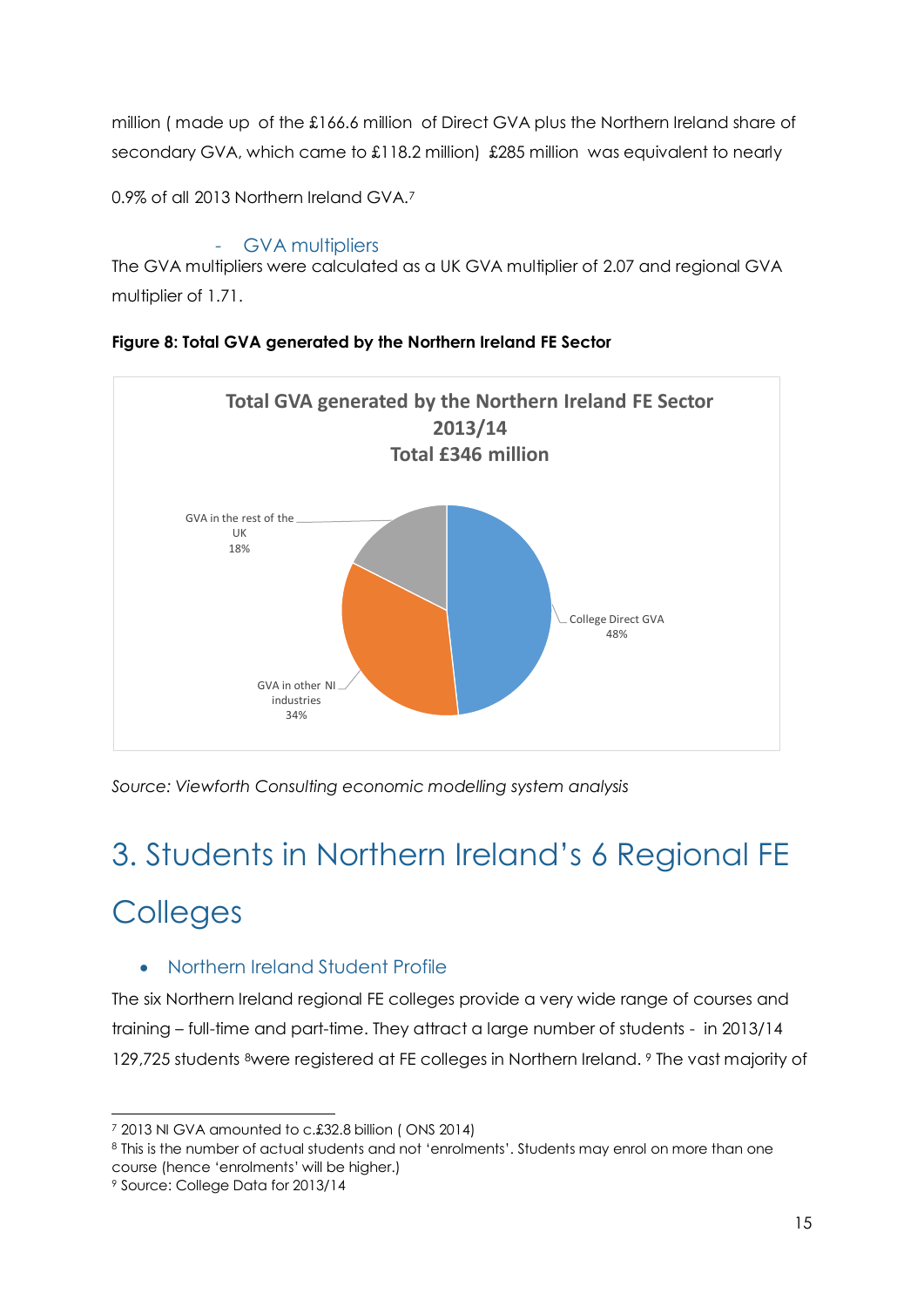million ( made up of the £166.6 million of Direct GVA plus the Northern Ireland share of secondary GVA, which came to £118.2 million) £285 million was equivalent to nearly

0.9% of all 2013 Northern Ireland GVA.[7]

- GVA multipliers

The GVA multipliers were calculated as a UK GVA multiplier of 2.07 and regional GVA multiplier of 1.71.

**Figure 8: Total GVA generated by the Northern Ireland FE Sector**

Total GVA generated by the Northern Ireland FE Sector 2013/14
Total £346 million

GVA in the rest of the UK 18%

College Direct GVA 48%

GVA in other NI industries 34%

*Source: Viewforth Consulting economic modelling system analysis*

# 3. Students in Northern Ireland's 6 Regional FE Colleges

- Northern Ireland Student Profile

The six Northern Ireland regional FE colleges provide a very wide range of courses and training – full-time and part-time. They attract a large number of students - in 2013/14 129,725 students [8]were registered at FE colleges in Northern Ireland. [9] The vast majority of

[7] 2013 NI GVA amounted to c.£32.8 billion ( ONS 2014)

[8] This is the number of actual students and not 'enrolments'. Students may enrol on more than one course (hence 'enrolments' will be higher.)

[9] Source: College Data for 2013/14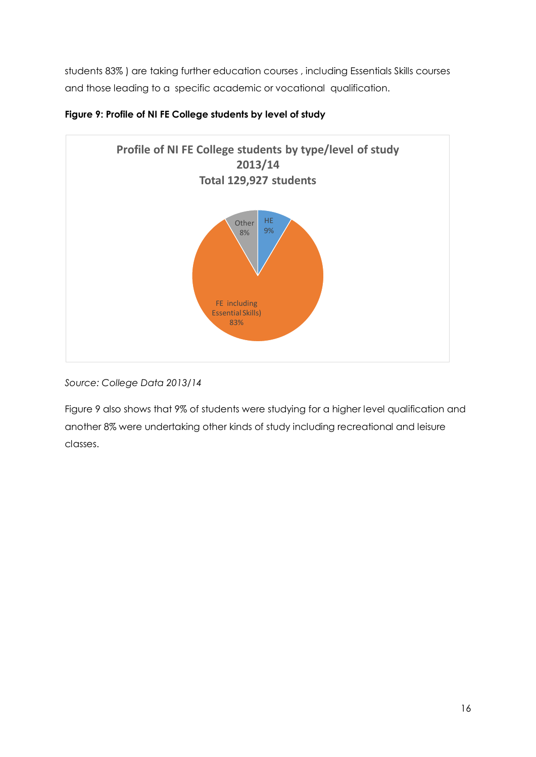students 83% ) are taking further education courses , including Essentials Skills courses and those leading to a specific academic or vocational qualification.

**Figure 9: Profile of NI FE College students by level of study**

Source: College Data 2013/14

Figure 9 also shows that 9% of students were studying for a higher level qualification and another 8% were undertaking other kinds of study including recreational and leisure classes.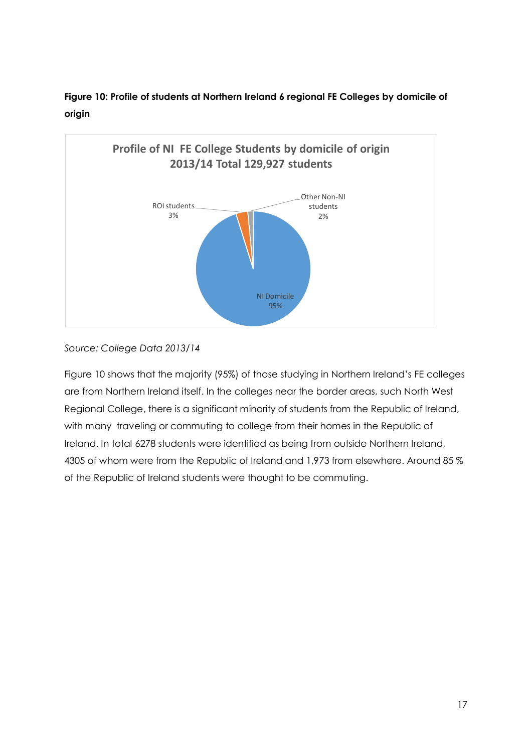**Figure 10: Profile of students at Northern Ireland 6 regional FE Colleges by domicile of origin**

Profile of NI FE College Students by domicile of origin 2013/14 Total 129,927 students

ROI students 3%

Other Non-NI students 2%

NI Domicile 95%

*Source: College Data 2013/14*

Figure 10 shows that the majority (95%) of those studying in Northern Ireland's FE colleges are from Northern Ireland itself. In the colleges near the border areas, such North West Regional College, there is a significant minority of students from the Republic of Ireland, with many traveling or commuting to college from their homes in the Republic of Ireland. In total 6278 students were identified as being from outside Northern Ireland, 4305 of whom were from the Republic of Ireland and 1,973 from elsewhere. Around 85 % of the Republic of Ireland students were thought to be commuting.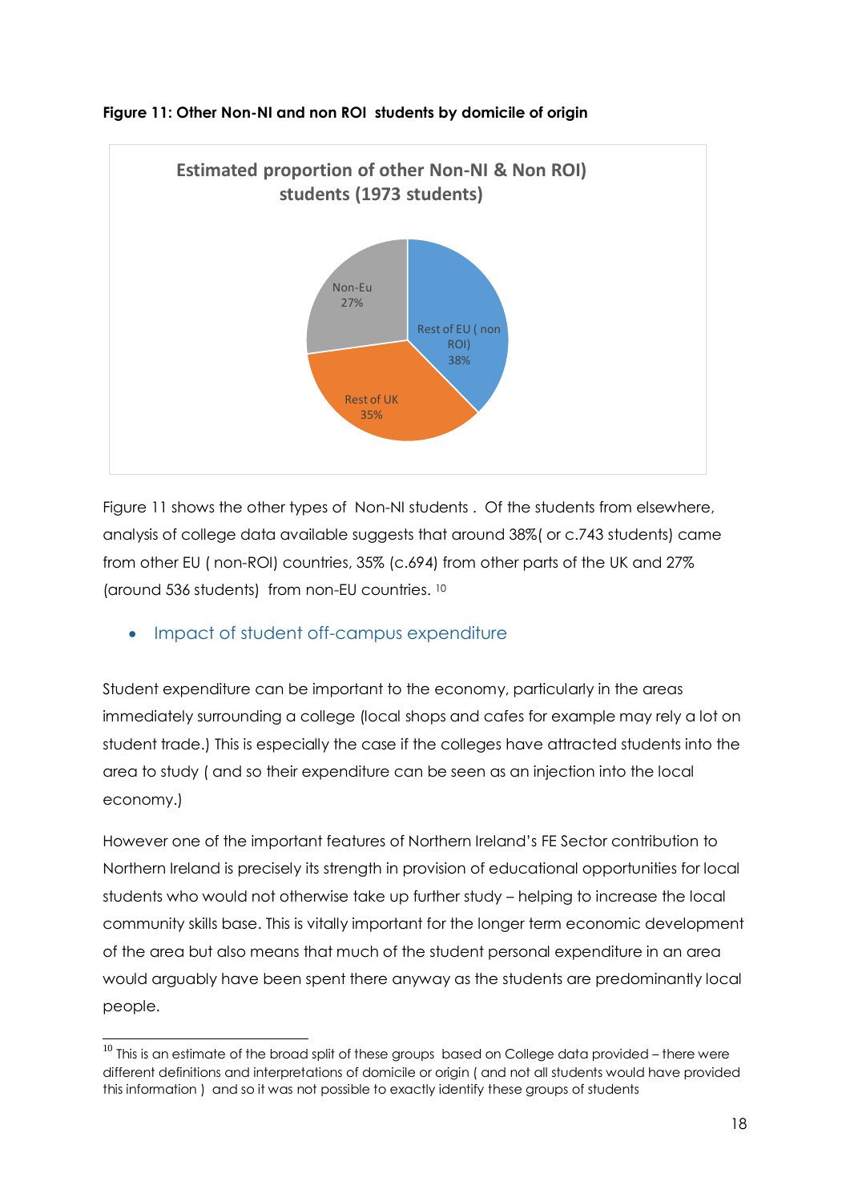**Figure 11: Other Non-NI and non ROI students by domicile of origin**

Estimated proportion of other Non-NI & Non ROI) students (1973 students)

| Domicile | Proportion |
|---|---|
| Rest of EU ( non ROI) | 38% |
| Rest of UK | 35% |
| Non-Eu | 27% |

Figure 11 shows the other types of Non-NI students . Of the students from elsewhere, analysis of college data available suggests that around 38%( or c.743 students) came from other EU ( non-ROI) countries, 35% (c.694) from other parts of the UK and 27% (around 536 students) from non-EU countries. [10]

- Impact of student off-campus expenditure

Student expenditure can be important to the economy, particularly in the areas immediately surrounding a college (local shops and cafes for example may rely a lot on student trade.) This is especially the case if the colleges have attracted students into the area to study ( and so their expenditure can be seen as an injection into the local economy.)

However one of the important features of Northern Ireland's FE Sector contribution to Northern Ireland is precisely its strength in provision of educational opportunities for local students who would not otherwise take up further study – helping to increase the local community skills base. This is vitally important for the longer term economic development of the area but also means that much of the student personal expenditure in an area would arguably have been spent there anyway as the students are predominantly local people.

[10] This is an estimate of the broad split of these groups based on College data provided – there were different definitions and interpretations of domicile or origin ( and not all students would have provided this information ) and so it was not possible to exactly identify these groups of students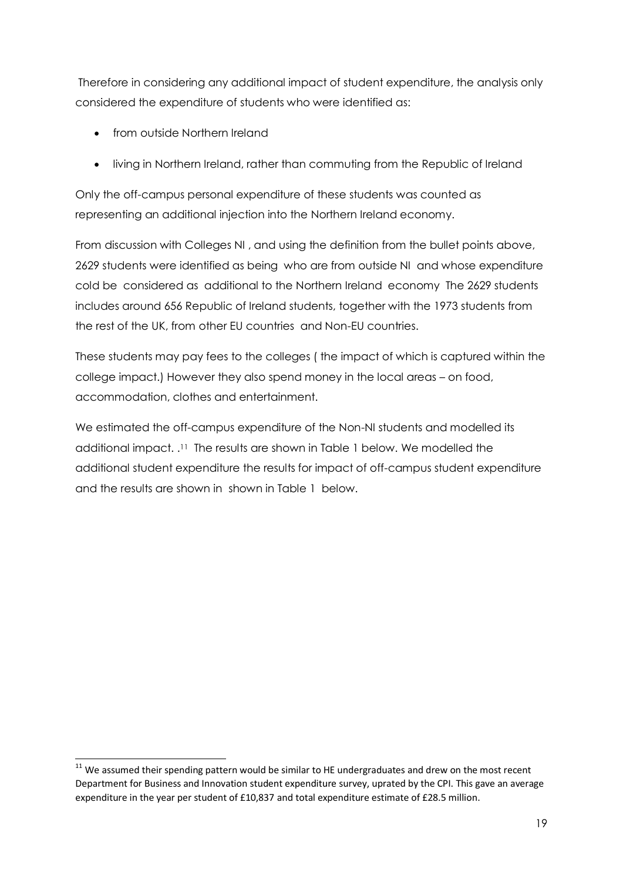Therefore in considering any additional impact of student expenditure, the analysis only considered the expenditure of students who were identified as:

- from outside Northern Ireland
- living in Northern Ireland, rather than commuting from the Republic of Ireland

Only the off-campus personal expenditure of these students was counted as representing an additional injection into the Northern Ireland economy.

From discussion with Colleges NI , and using the definition from the bullet points above, 2629 students were identified as being who are from outside NI and whose expenditure cold be considered as additional to the Northern Ireland economy The 2629 students includes around 656 Republic of Ireland students, together with the 1973 students from the rest of the UK, from other EU countries and Non-EU countries.

These students may pay fees to the colleges ( the impact of which is captured within the college impact.) However they also spend money in the local areas – on food, accommodation, clothes and entertainment.

We estimated the off-campus expenditure of the Non-NI students and modelled its additional impact. .[11] The results are shown in Table 1 below. We modelled the additional student expenditure the results for impact of off-campus student expenditure and the results are shown in shown in Table 1 below.

[11] We assumed their spending pattern would be similar to HE undergraduates and drew on the most recent Department for Business and Innovation student expenditure survey, uprated by the CPI. This gave an average expenditure in the year per student of £10,837 and total expenditure estimate of £28.5 million.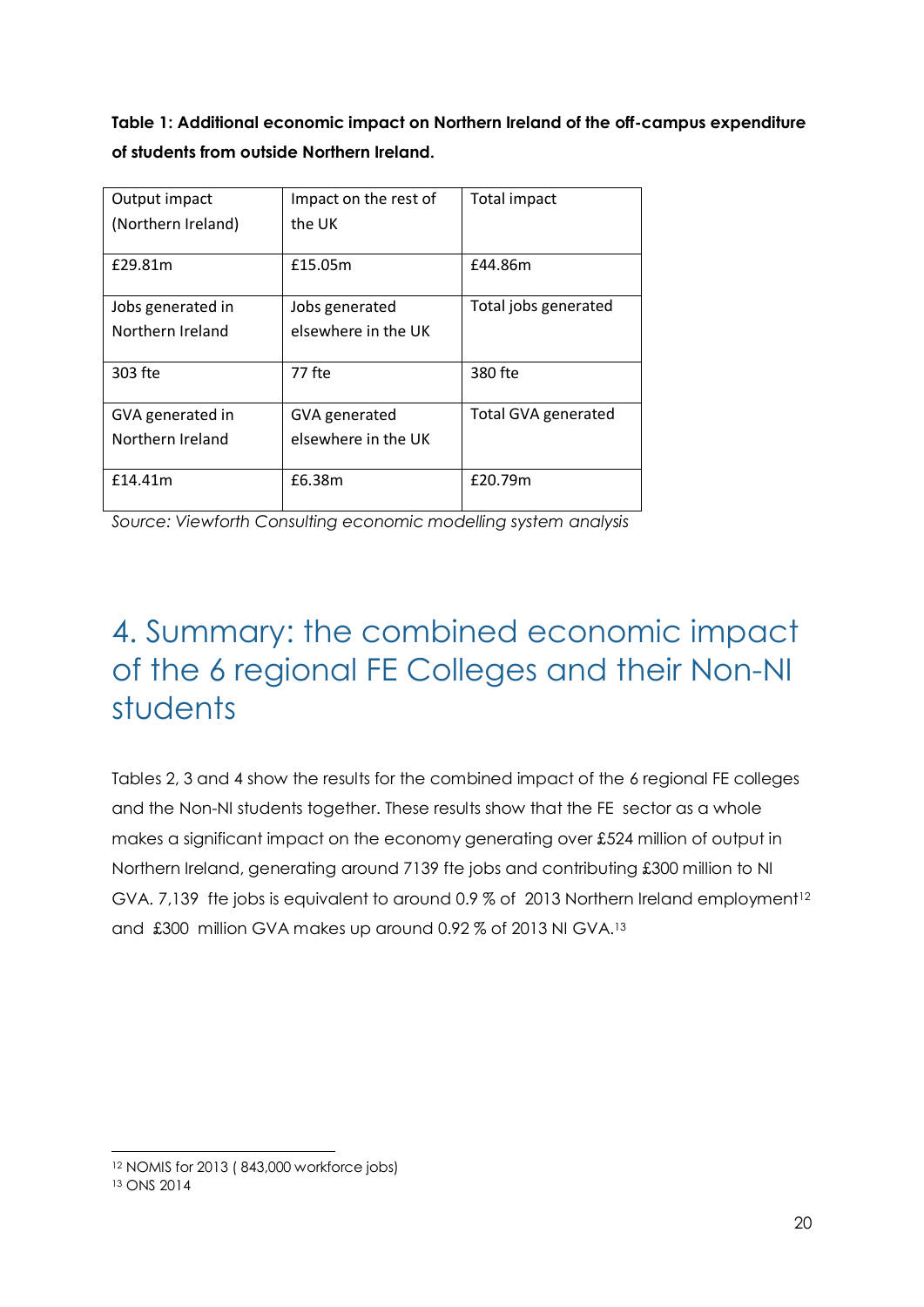**Table 1: Additional economic impact on Northern Ireland of the off-campus expenditure of students from outside Northern Ireland.**

| Output impact (Northern Ireland) | Impact on the rest of the UK | Total impact |
|---|---|---|
| £29.81m | £15.05m | £44.86m |
| Jobs generated in Northern Ireland | Jobs generated elsewhere in the UK | Total jobs generated |
| 303 fte | 77 fte | 380 fte |
| GVA generated in Northern Ireland | GVA generated elsewhere in the UK | Total GVA generated |
| £14.41m | £6.38m | £20.79m |

*Source: Viewforth Consulting economic modelling system analysis*

# 4. Summary: the combined economic impact of the 6 regional FE Colleges and their Non-NI students

Tables 2, 3 and 4 show the results for the combined impact of the 6 regional FE colleges and the Non-NI students together. These results show that the FE sector as a whole makes a significant impact on the economy generating over £524 million of output in Northern Ireland, generating around 7139 fte jobs and contributing £300 million to NI GVA. 7,139 fte jobs is equivalent to around 0.9 % of 2013 Northern Ireland employment[12] and £300 million GVA makes up around 0.92 % of 2013 NI GVA.[13]

---

[12] NOMIS for 2013 ( 843,000 workforce jobs)

[13] ONS 2014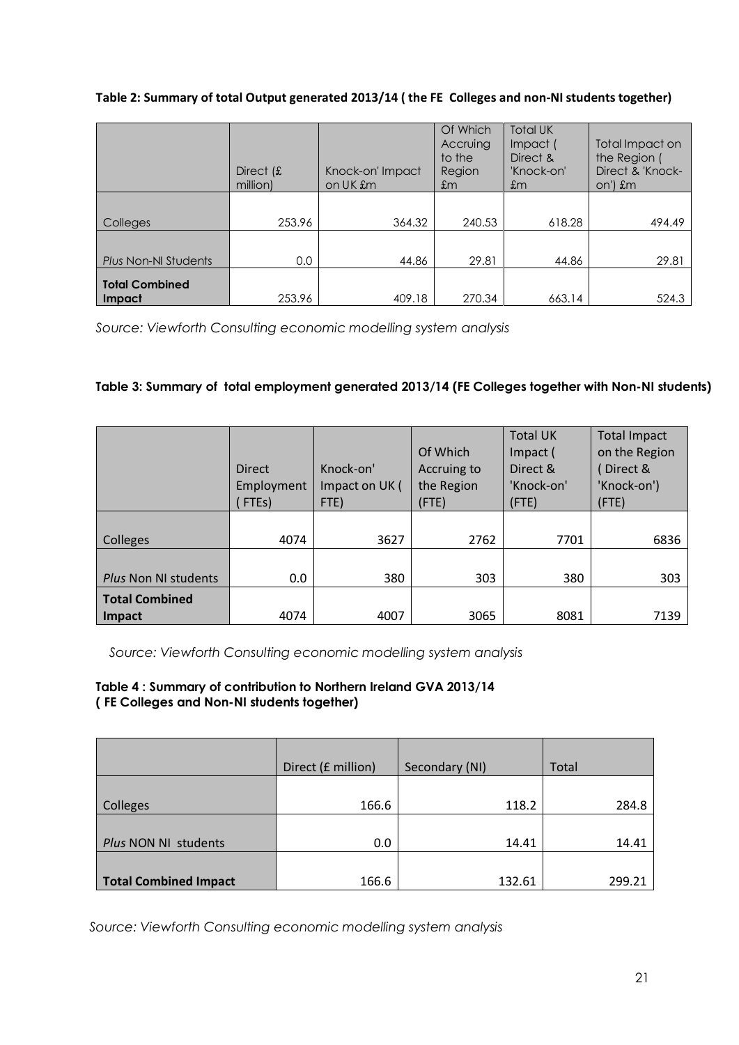**Table 2: Summary of total Output generated 2013/14 ( the FE Colleges and non-NI students together)**

| | Direct (£ million) | Knock-on' Impact on UK £m | Of Which Accruing to the Region £m | Total UK Impact ( Direct & 'Knock-on' £m | Total Impact on the Region ( Direct & 'Knock-on') £m |
|---|---|---|---|---|---|
| Colleges | 253.96 | 364.32 | 240.53 | 618.28 | 494.49 |
| *Plus* Non-NI Students | 0.0 | 44.86 | 29.81 | 44.86 | 29.81 |
| **Total Combined Impact** | 253.96 | 409.18 | 270.34 | 663.14 | 524.3 |

*Source: Viewforth Consulting economic modelling system analysis*

**Table 3: Summary of total employment generated 2013/14 (FE Colleges together with Non-NI students)**

| | Direct Employment ( FTEs) | Knock-on' Impact on UK ( FTE) | Of Which Accruing to the Region (FTE) | Total UK Impact ( Direct & 'Knock-on' (FTE) | Total Impact on the Region ( Direct & 'Knock-on') (FTE) |
|---|---|---|---|---|---|
| Colleges | 4074 | 3627 | 2762 | 7701 | 6836 |
| *Plus* Non NI students | 0.0 | 380 | 303 | 380 | 303 |
| **Total Combined Impact** | 4074 | 4007 | 3065 | 8081 | 7139 |

*Source: Viewforth Consulting economic modelling system analysis*

**Table 4 : Summary of contribution to Northern Ireland GVA 2013/14 ( FE Colleges and Non-NI students together)**

| | Direct (£ million) | Secondary (NI) | Total |
|---|---|---|---|
| Colleges | 166.6 | 118.2 | 284.8 |
| *Plus* NON NI students | 0.0 | 14.41 | 14.41 |
| **Total Combined Impact** | 166.6 | 132.61 | 299.21 |

*Source: Viewforth Consulting economic modelling system analysis*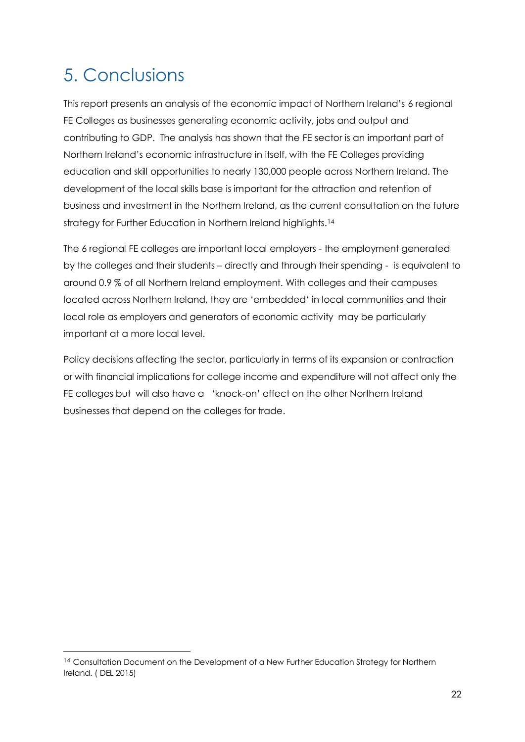# 5. Conclusions

This report presents an analysis of the economic impact of Northern Ireland's 6 regional FE Colleges as businesses generating economic activity, jobs and output and contributing to GDP. The analysis has shown that the FE sector is an important part of Northern Ireland's economic infrastructure in itself, with the FE Colleges providing education and skill opportunities to nearly 130,000 people across Northern Ireland. The development of the local skills base is important for the attraction and retention of business and investment in the Northern Ireland, as the current consultation on the future strategy for Further Education in Northern Ireland highlights.[14]

The 6 regional FE colleges are important local employers - the employment generated by the colleges and their students – directly and through their spending - is equivalent to around 0.9 % of all Northern Ireland employment. With colleges and their campuses located across Northern Ireland, they are 'embedded' in local communities and their local role as employers and generators of economic activity may be particularly important at a more local level.

Policy decisions affecting the sector, particularly in terms of its expansion or contraction or with financial implications for college income and expenditure will not affect only the FE colleges but will also have a 'knock-on' effect on the other Northern Ireland businesses that depend on the colleges for trade.

[14] Consultation Document on the Development of a New Further Education Strategy for Northern Ireland. ( DEL 2015)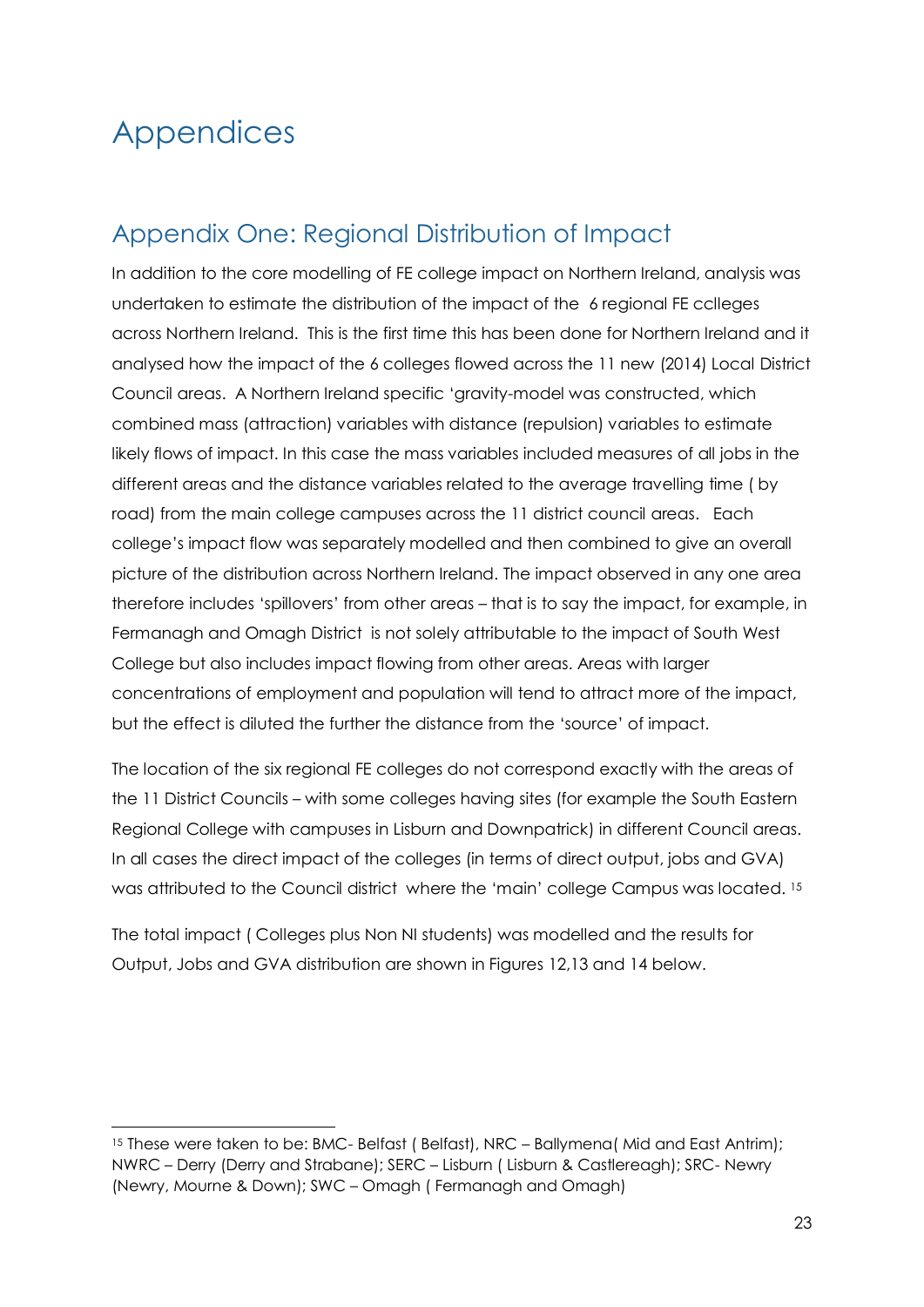# Appendices

## Appendix One: Regional Distribution of Impact

In addition to the core modelling of FE college impact on Northern Ireland, analysis was undertaken to estimate the distribution of the impact of the 6 regional FE cclleges across Northern Ireland. This is the first time this has been done for Northern Ireland and it analysed how the impact of the 6 colleges flowed across the 11 new (2014) Local District Council areas. A Northern Ireland specific 'gravity-model was constructed, which combined mass (attraction) variables with distance (repulsion) variables to estimate likely flows of impact. In this case the mass variables included measures of all jobs in the different areas and the distance variables related to the average travelling time ( by road) from the main college campuses across the 11 district council areas. Each college's impact flow was separately modelled and then combined to give an overall picture of the distribution across Northern Ireland. The impact observed in any one area therefore includes 'spillovers' from other areas – that is to say the impact, for example, in Fermanagh and Omagh District is not solely attributable to the impact of South West College but also includes impact flowing from other areas. Areas with larger concentrations of employment and population will tend to attract more of the impact, but the effect is diluted the further the distance from the 'source' of impact.

The location of the six regional FE colleges do not correspond exactly with the areas of the 11 District Councils – with some colleges having sites (for example the South Eastern Regional College with campuses in Lisburn and Downpatrick) in different Council areas. In all cases the direct impact of the colleges (in terms of direct output, jobs and GVA) was attributed to the Council district where the 'main' college Campus was located. [15]

The total impact ( Colleges plus Non NI students) was modelled and the results for Output, Jobs and GVA distribution are shown in Figures 12,13 and 14 below.

---

[15] These were taken to be: BMC- Belfast ( Belfast), NRC – Ballymena( Mid and East Antrim); NWRC – Derry (Derry and Strabane); SERC – Lisburn ( Lisburn & Castlereagh); SRC- Newry (Newry, Mourne & Down); SWC – Omagh ( Fermanagh and Omagh)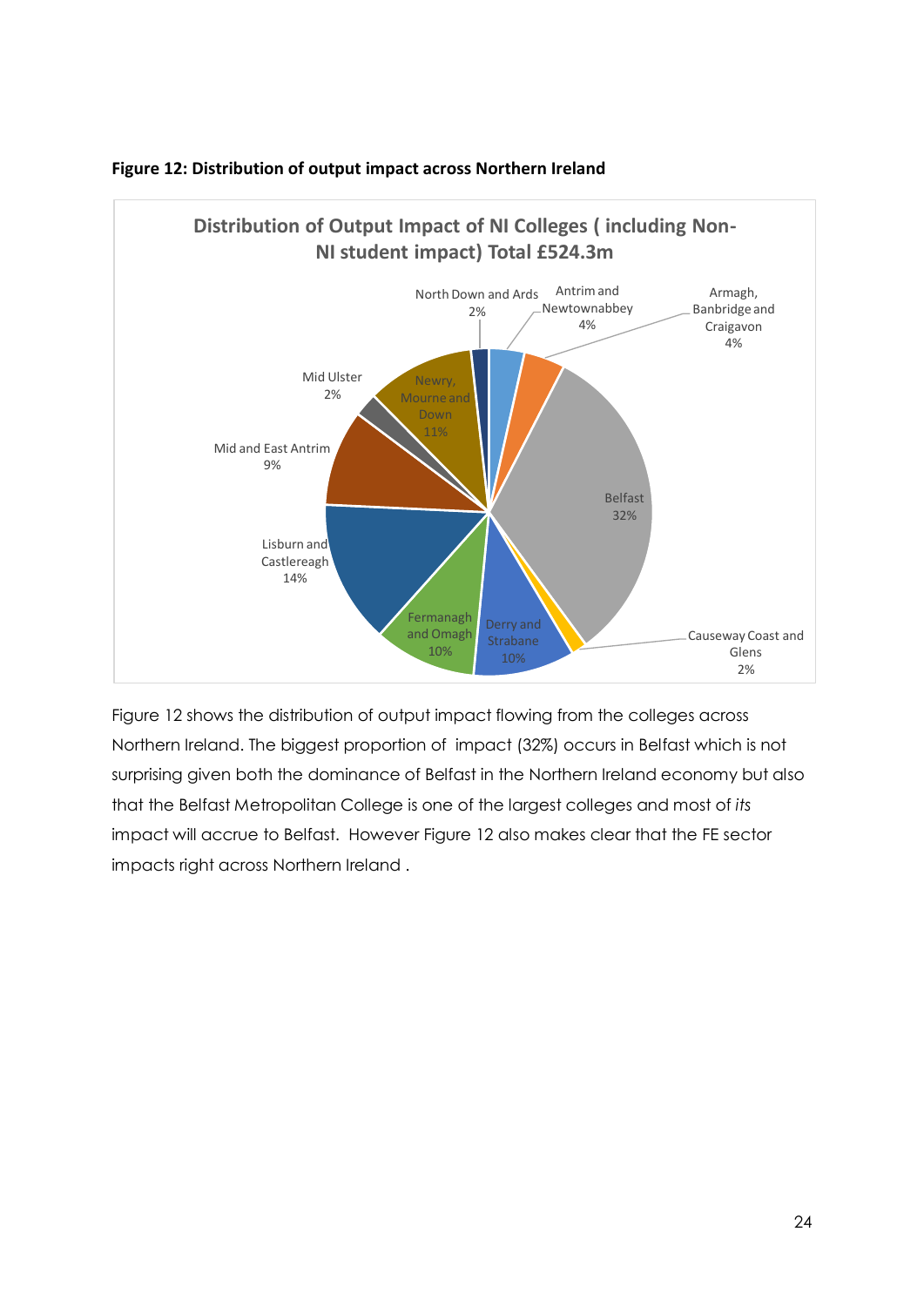**Figure 12: Distribution of output impact across Northern Ireland**

Figure 12 shows the distribution of output impact flowing from the colleges across Northern Ireland. The biggest proportion of impact (32%) occurs in Belfast which is not surprising given both the dominance of Belfast in the Northern Ireland economy but also that the Belfast Metropolitan College is one of the largest colleges and most of *its* impact will accrue to Belfast. However Figure 12 also makes clear that the FE sector impacts right across Northern Ireland .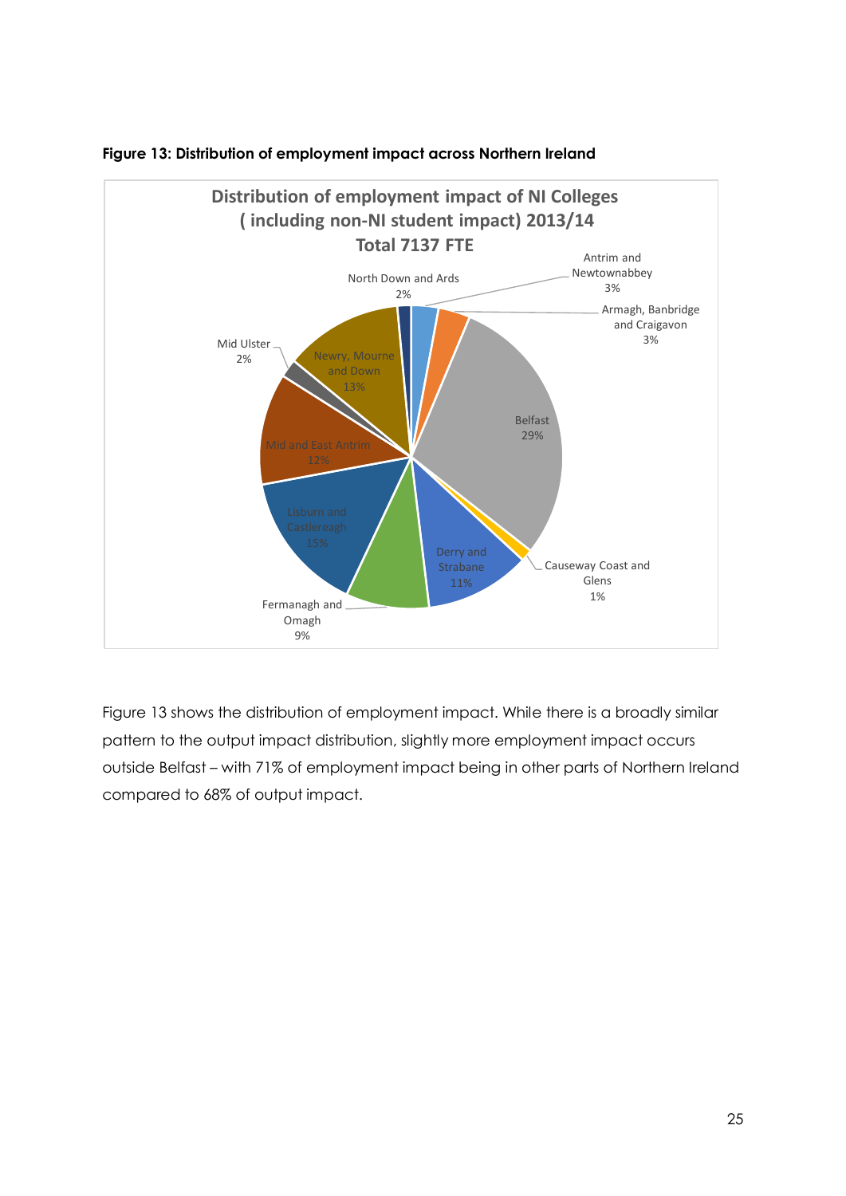**Figure 13: Distribution of employment impact across Northern Ireland**

Distribution of employment impact of NI Colleges ( including non-NI student impact) 2013/14
Total 7137 FTE

| Region | Share |
|---|---|
| Antrim and Newtownabbey | 3% |
| Armagh, Banbridge and Craigavon | 3% |
| Belfast | 29% |
| Causeway Coast and Glens | 1% |
| Derry and Strabane | 11% |
| Fermanagh and Omagh | 9% |
| Lisburn and Castlereagh | 15% |
| Mid and East Antrim | 12% |
| Mid Ulster | 2% |
| Newry, Mourne and Down | 13% |
| North Down and Ards | 2% |

Figure 13 shows the distribution of employment impact. While there is a broadly similar pattern to the output impact distribution, slightly more employment impact occurs outside Belfast – with 71% of employment impact being in other parts of Northern Ireland compared to 68% of output impact.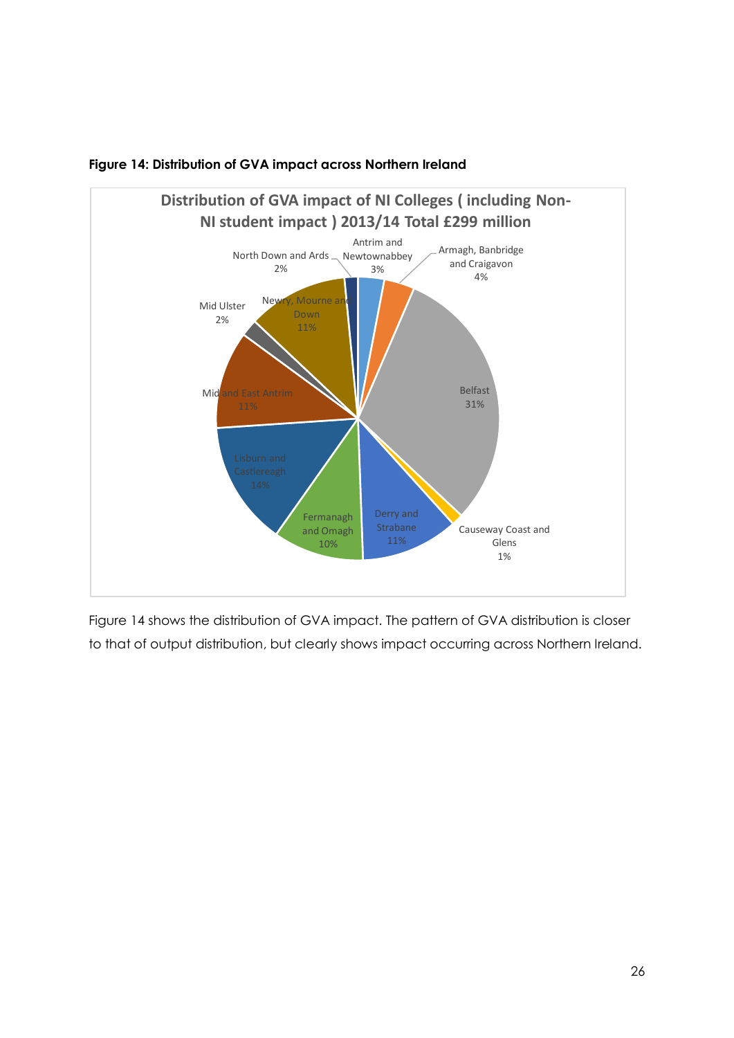**Figure 14: Distribution of GVA impact across Northern Ireland**

Distribution of GVA impact of NI Colleges ( including Non-NI student impact ) 2013/14 Total £299 million

| Region | Share |
| --- | --- |
| Antrim and Newtownabbey | 3% |
| Armagh, Banbridge and Craigavon | 4% |
| Belfast | 31% |
| Causeway Coast and Glens | 1% |
| Derry and Strabane | 11% |
| Fermanagh and Omagh | 10% |
| Lisburn and Castlereagh | 14% |
| Mid and East Antrim | 11% |
| Mid Ulster | 2% |
| Newry, Mourne and Down | 11% |
| North Down and Ards | 2% |

Figure 14 shows the distribution of GVA impact. The pattern of GVA distribution is closer to that of output distribution, but clearly shows impact occurring across Northern Ireland.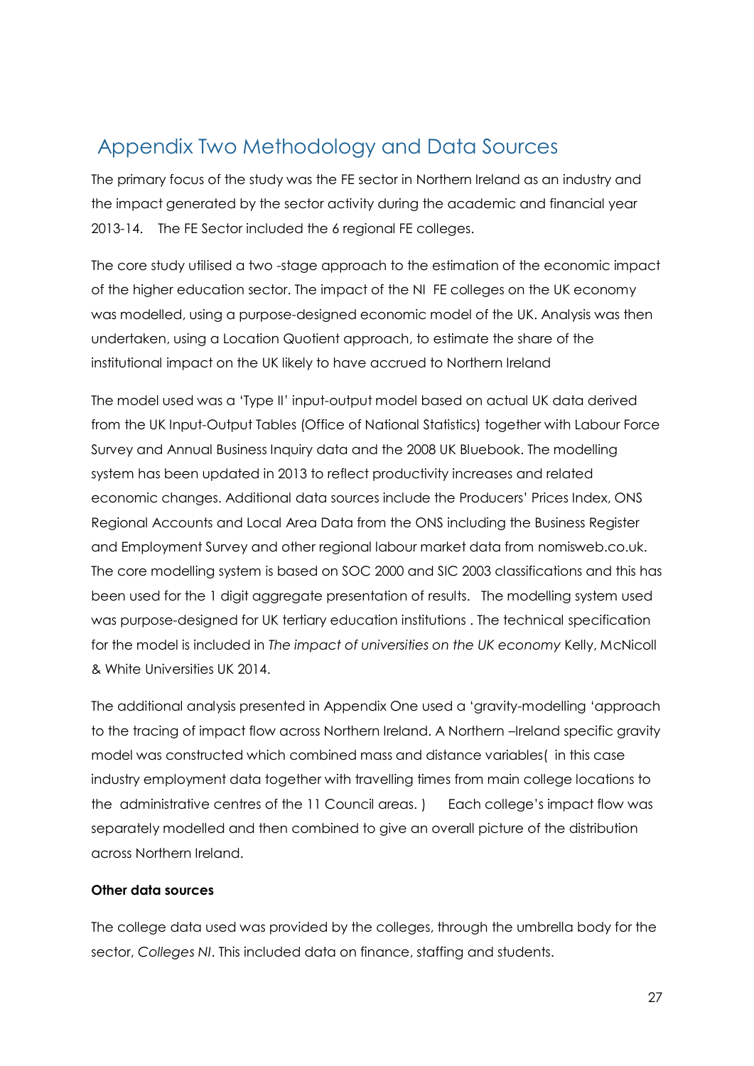# Appendix Two Methodology and Data Sources

The primary focus of the study was the FE sector in Northern Ireland as an industry and the impact generated by the sector activity during the academic and financial year 2013-14. The FE Sector included the 6 regional FE colleges.

The core study utilised a two -stage approach to the estimation of the economic impact of the higher education sector. The impact of the NI FE colleges on the UK economy was modelled, using a purpose-designed economic model of the UK. Analysis was then undertaken, using a Location Quotient approach, to estimate the share of the institutional impact on the UK likely to have accrued to Northern Ireland

The model used was a 'Type II' input-output model based on actual UK data derived from the UK Input-Output Tables (Office of National Statistics) together with Labour Force Survey and Annual Business Inquiry data and the 2008 UK Bluebook. The modelling system has been updated in 2013 to reflect productivity increases and related economic changes. Additional data sources include the Producers' Prices Index, ONS Regional Accounts and Local Area Data from the ONS including the Business Register and Employment Survey and other regional labour market data from nomisweb.co.uk. The core modelling system is based on SOC 2000 and SIC 2003 classifications and this has been used for the 1 digit aggregate presentation of results. The modelling system used was purpose-designed for UK tertiary education institutions . The technical specification for the model is included in *The impact of universities on the UK economy* Kelly, McNicoll & White Universities UK 2014.

The additional analysis presented in Appendix One used a 'gravity-modelling 'approach to the tracing of impact flow across Northern Ireland. A Northern –Ireland specific gravity model was constructed which combined mass and distance variables( in this case industry employment data together with travelling times from main college locations to the administrative centres of the 11 Council areas. ) Each college's impact flow was separately modelled and then combined to give an overall picture of the distribution across Northern Ireland.

**Other data sources**

The college data used was provided by the colleges, through the umbrella body for the sector, *Colleges NI*. This included data on finance, staffing and students.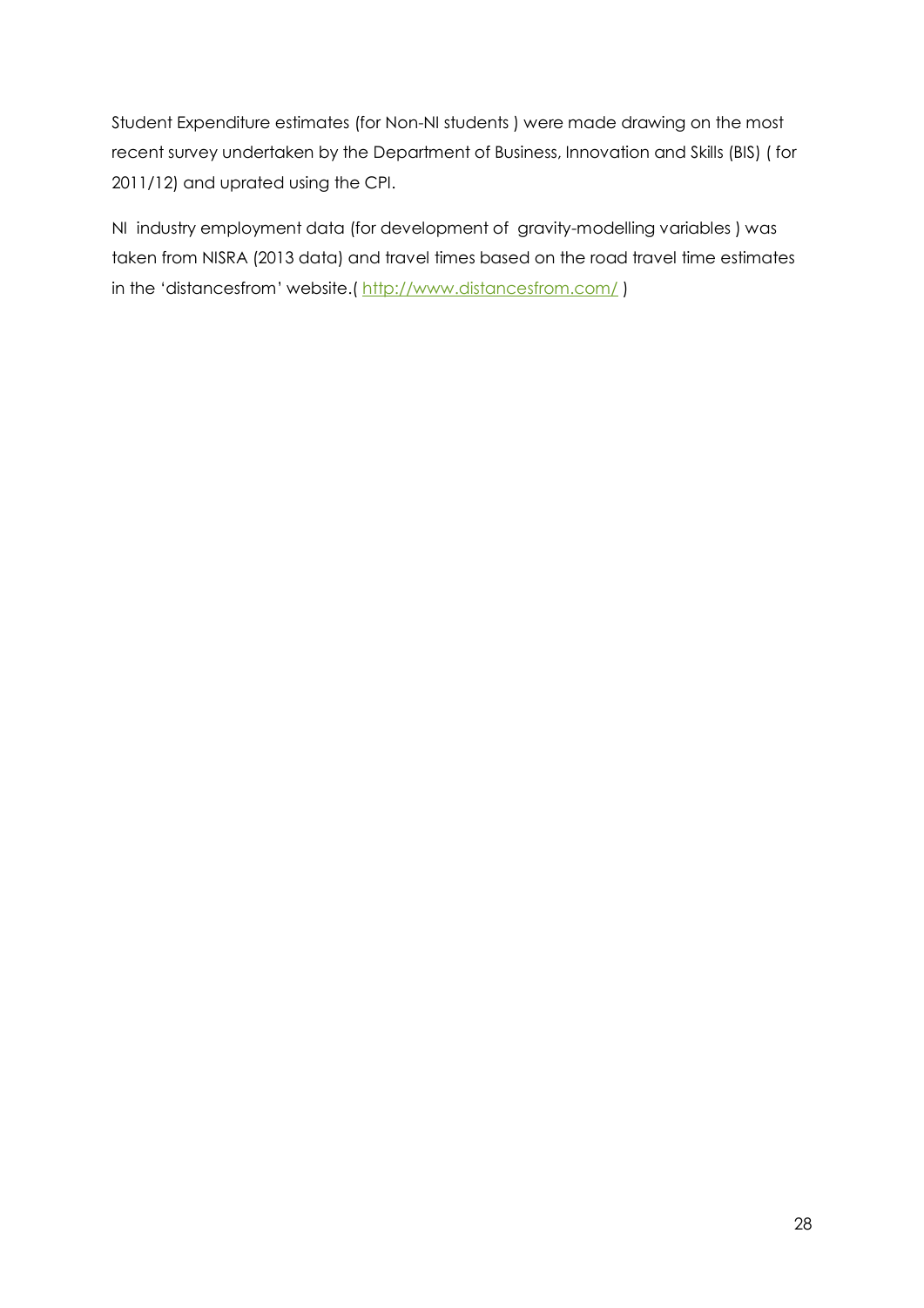Student Expenditure estimates (for Non-NI students ) were made drawing on the most recent survey undertaken by the Department of Business, Innovation and Skills (BIS) ( for 2011/12) and uprated using the CPI.

NI industry employment data (for development of gravity-modelling variables ) was taken from NISRA (2013 data) and travel times based on the road travel time estimates in the 'distancesfrom' website.( [http://www.distancesfrom.com/](http://www.distancesfrom.com/) )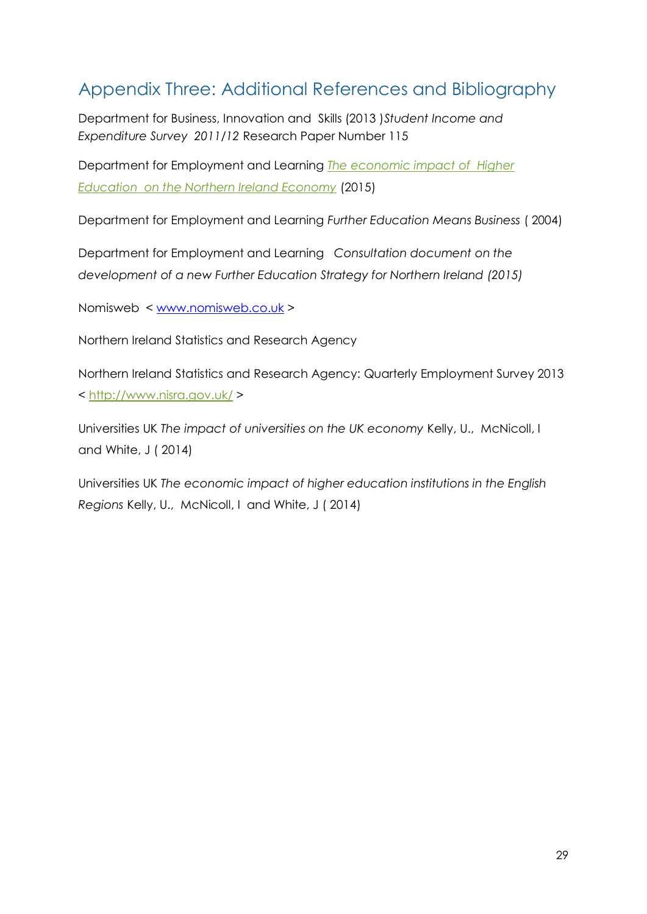## Appendix Three: Additional References and Bibliography

Department for Business, Innovation and Skills (2013 )*Student Income and Expenditure Survey 2011/12* Research Paper Number 115

Department for Employment and Learning *The economic impact of Higher Education on the Northern Ireland Economy* (2015)

Department for Employment and Learning *Further Education Means Business* ( 2004)

Department for Employment and Learning *Consultation document on the development of a new Further Education Strategy for Northern Ireland (2015)*

Nomisweb < www.nomisweb.co.uk >

Northern Ireland Statistics and Research Agency

Northern Ireland Statistics and Research Agency: Quarterly Employment Survey 2013 < http://www.nisra.gov.uk/ >

Universities UK *The impact of universities on the UK economy* Kelly, U., McNicoll, I and White, J ( 2014)

Universities UK *The economic impact of higher education institutions in the English Regions* Kelly, U., McNicoll, I and White, J ( 2014)